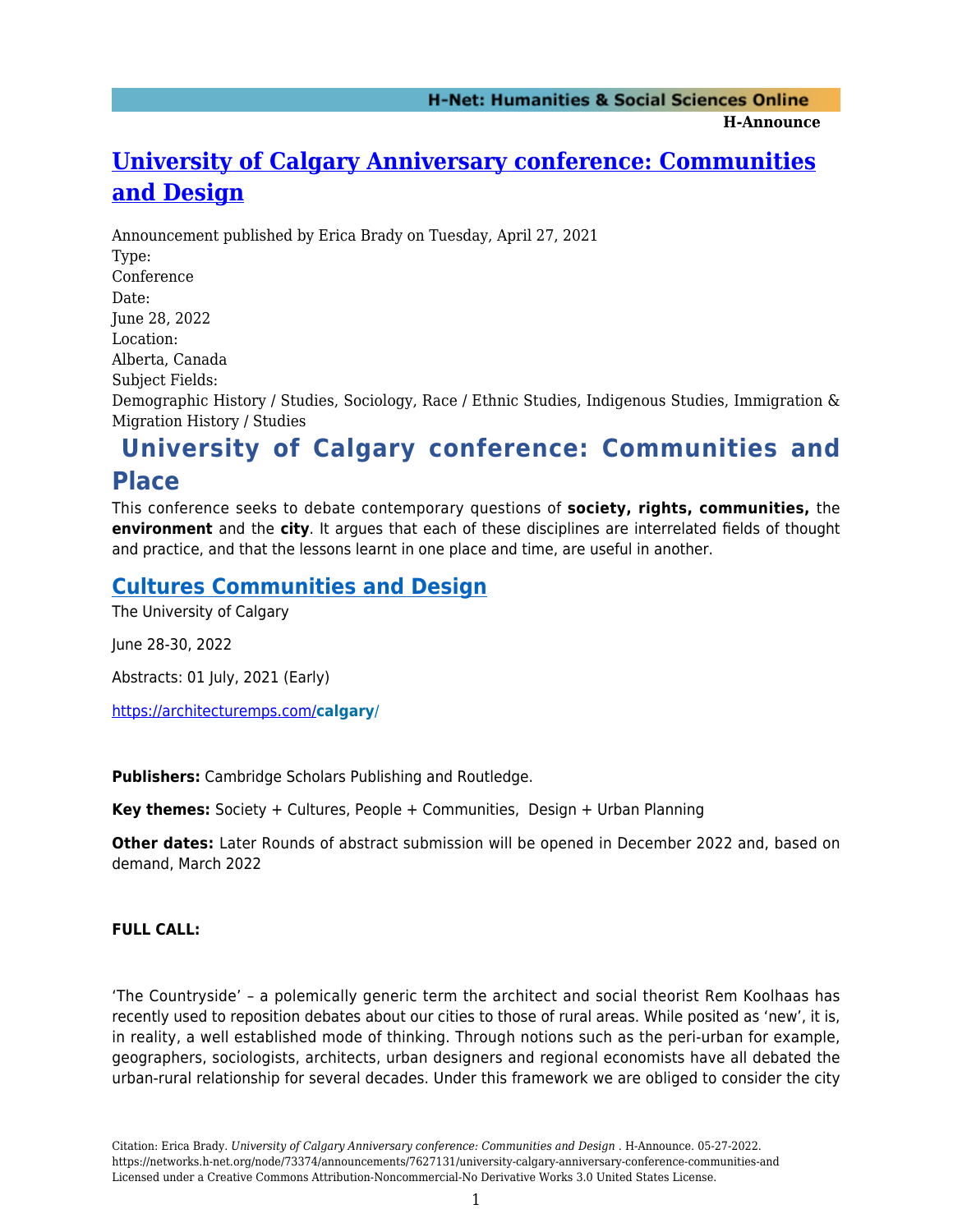H-Announce

# [University of Calgary Anniversary conference: Communities and Design](https://networks.h-net.org/node/73374/announcements/7627131/university-calgary-anniversary-conference-communities-and)

Announcement published by Erica Brady on Tuesday, April 27, 2021

Type:
Conference

Date:
June 28, 2022

Location:
Alberta, Canada

Subject Fields:
Demographic History / Studies, Sociology, Race / Ethnic Studies, Indigenous Studies, Immigration & Migration History / Studies

## University of Calgary conference: Communities and Place

This conference seeks to debate contemporary questions of **society, rights, communities,** the **environment** and the **city**. It argues that each of these disciplines are interrelated fields of thought and practice, and that the lessons learnt in one place and time, are useful in another.

### [Cultures Communities and Design](https://architecturemps.com/calgary/)

The University of Calgary

June 28-30, 2022

Abstracts: 01 July, 2021 (Early)

https://architecturemps.com/**calgary**/

**Publishers:** Cambridge Scholars Publishing and Routledge.

**Key themes:** Society + Cultures, People + Communities, Design + Urban Planning

**Other dates:** Later Rounds of abstract submission will be opened in December 2022 and, based on demand, March 2022

**FULL CALL:**

'The Countryside' – a polemically generic term the architect and social theorist Rem Koolhaas has recently used to reposition debates about our cities to those of rural areas. While posited as 'new', it is, in reality, a well established mode of thinking. Through notions such as the peri-urban for example, geographers, sociologists, architects, urban designers and regional economists have all debated the urban-rural relationship for several decades. Under this framework we are obliged to consider the city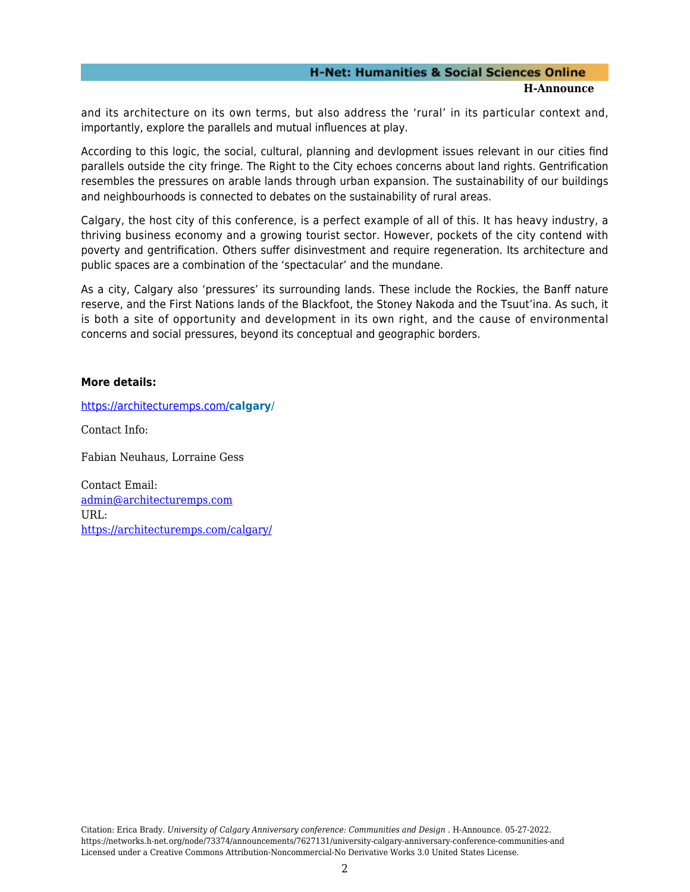and its architecture on its own terms, but also address the ‘rural’ in its particular context and, importantly, explore the parallels and mutual influences at play.

According to this logic, the social, cultural, planning and devlopment issues relevant in our cities find parallels outside the city fringe. The Right to the City echoes concerns about land rights. Gentrification resembles the pressures on arable lands through urban expansion. The sustainability of our buildings and neighbourhoods is connected to debates on the sustainability of rural areas.

Calgary, the host city of this conference, is a perfect example of all of this. It has heavy industry, a thriving business economy and a growing tourist sector. However, pockets of the city contend with poverty and gentrification. Others suffer disinvestment and require regeneration. Its architecture and public spaces are a combination of the ‘spectacular’ and the mundane.

As a city, Calgary also ‘pressures’ its surrounding lands. These include the Rockies, the Banff nature reserve, and the First Nations lands of the Blackfoot, the Stoney Nakoda and the Tsuut’ina. As such, it is both a site of opportunity and development in its own right, and the cause of environmental concerns and social pressures, beyond its conceptual and geographic borders.

**More details:**

https://architecturemps.com/**calgary**/

Contact Info:

Fabian Neuhaus, Lorraine Gess

Contact Email:
admin@architecturemps.com
URL:
https://architecturemps.com/calgary/

Citation: Erica Brady. *University of Calgary Anniversary conference: Communities and Design* . H-Announce. 05-27-2022.
https://networks.h-net.org/node/73374/announcements/7627131/university-calgary-anniversary-conference-communities-and
Licensed under a Creative Commons Attribution-Noncommercial-No Derivative Works 3.0 United States License.